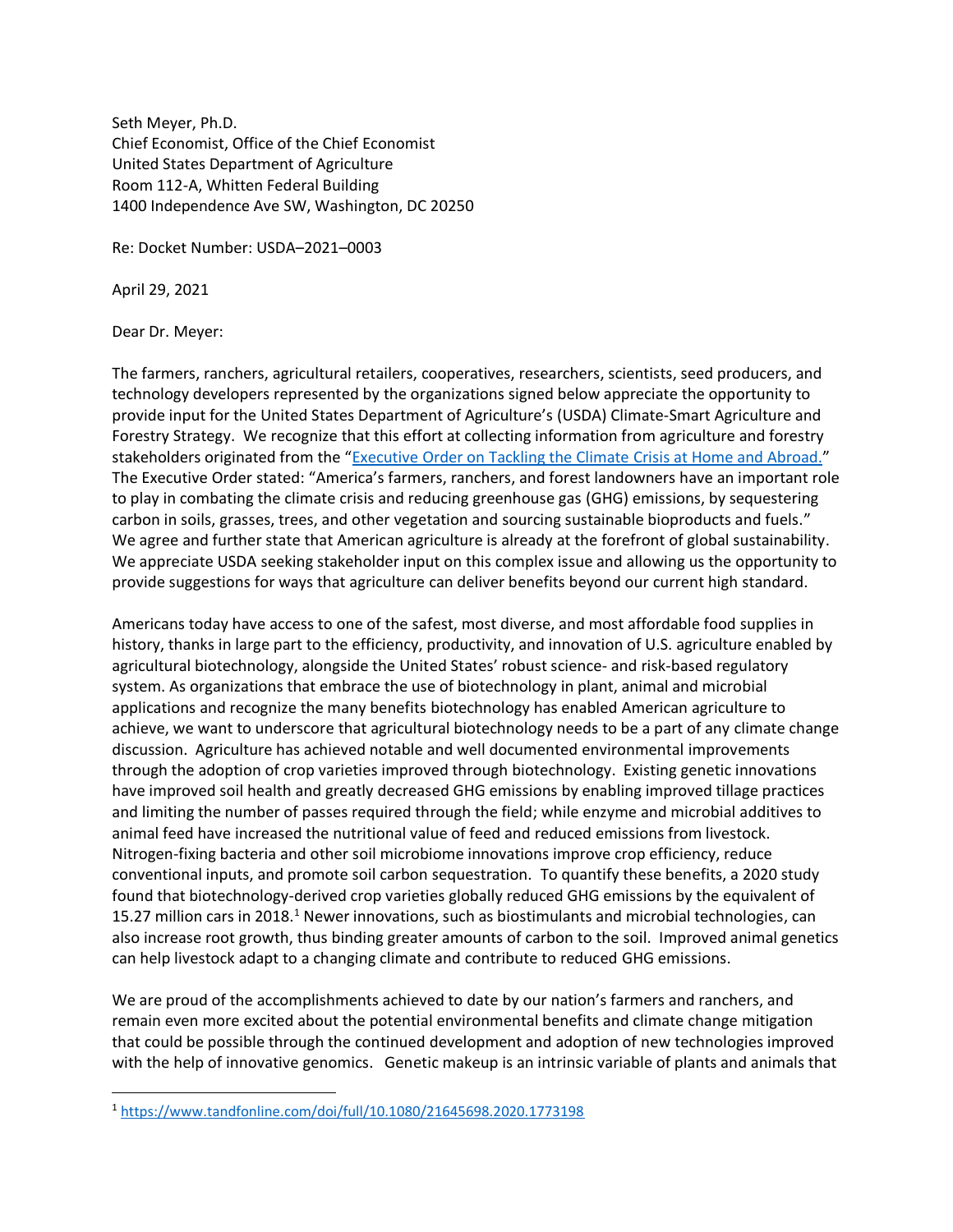Seth Meyer, Ph.D.
Chief Economist, Office of the Chief Economist
United States Department of Agriculture
Room 112-A, Whitten Federal Building
1400 Independence Ave SW, Washington, DC 20250

Re: Docket Number: USDA–2021–0003

April 29, 2021

Dear Dr. Meyer:

The farmers, ranchers, agricultural retailers, cooperatives, researchers, scientists, seed producers, and technology developers represented by the organizations signed below appreciate the opportunity to provide input for the United States Department of Agriculture's (USDA) Climate-Smart Agriculture and Forestry Strategy. We recognize that this effort at collecting information from agriculture and forestry stakeholders originated from the "Executive Order on Tackling the Climate Crisis at Home and Abroad." The Executive Order stated: "America's farmers, ranchers, and forest landowners have an important role to play in combating the climate crisis and reducing greenhouse gas (GHG) emissions, by sequestering carbon in soils, grasses, trees, and other vegetation and sourcing sustainable bioproducts and fuels." We agree and further state that American agriculture is already at the forefront of global sustainability. We appreciate USDA seeking stakeholder input on this complex issue and allowing us the opportunity to provide suggestions for ways that agriculture can deliver benefits beyond our current high standard.

Americans today have access to one of the safest, most diverse, and most affordable food supplies in history, thanks in large part to the efficiency, productivity, and innovation of U.S. agriculture enabled by agricultural biotechnology, alongside the United States' robust science- and risk-based regulatory system. As organizations that embrace the use of biotechnology in plant, animal and microbial applications and recognize the many benefits biotechnology has enabled American agriculture to achieve, we want to underscore that agricultural biotechnology needs to be a part of any climate change discussion. Agriculture has achieved notable and well documented environmental improvements through the adoption of crop varieties improved through biotechnology. Existing genetic innovations have improved soil health and greatly decreased GHG emissions by enabling improved tillage practices and limiting the number of passes required through the field; while enzyme and microbial additives to animal feed have increased the nutritional value of feed and reduced emissions from livestock. Nitrogen-fixing bacteria and other soil microbiome innovations improve crop efficiency, reduce conventional inputs, and promote soil carbon sequestration. To quantify these benefits, a 2020 study found that biotechnology-derived crop varieties globally reduced GHG emissions by the equivalent of 15.27 million cars in 2018.[1] Newer innovations, such as biostimulants and microbial technologies, can also increase root growth, thus binding greater amounts of carbon to the soil. Improved animal genetics can help livestock adapt to a changing climate and contribute to reduced GHG emissions.

We are proud of the accomplishments achieved to date by our nation's farmers and ranchers, and remain even more excited about the potential environmental benefits and climate change mitigation that could be possible through the continued development and adoption of new technologies improved with the help of innovative genomics. Genetic makeup is an intrinsic variable of plants and animals that

---

[1] https://www.tandfonline.com/doi/full/10.1080/21645698.2020.1773198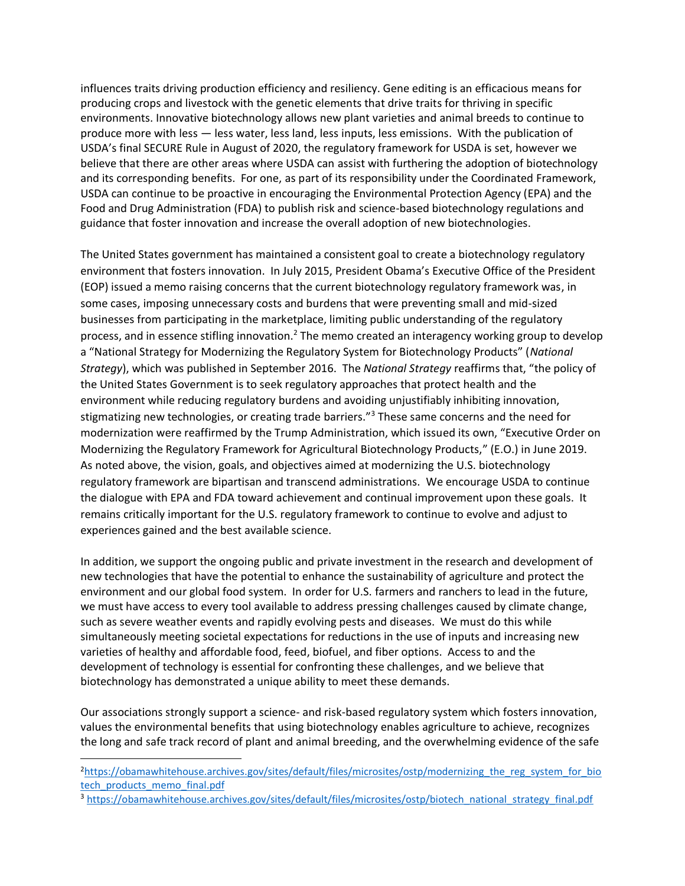influences traits driving production efficiency and resiliency. Gene editing is an efficacious means for producing crops and livestock with the genetic elements that drive traits for thriving in specific environments. Innovative biotechnology allows new plant varieties and animal breeds to continue to produce more with less — less water, less land, less inputs, less emissions. With the publication of USDA's final SECURE Rule in August of 2020, the regulatory framework for USDA is set, however we believe that there are other areas where USDA can assist with furthering the adoption of biotechnology and its corresponding benefits. For one, as part of its responsibility under the Coordinated Framework, USDA can continue to be proactive in encouraging the Environmental Protection Agency (EPA) and the Food and Drug Administration (FDA) to publish risk and science-based biotechnology regulations and guidance that foster innovation and increase the overall adoption of new biotechnologies.

The United States government has maintained a consistent goal to create a biotechnology regulatory environment that fosters innovation. In July 2015, President Obama's Executive Office of the President (EOP) issued a memo raising concerns that the current biotechnology regulatory framework was, in some cases, imposing unnecessary costs and burdens that were preventing small and mid-sized businesses from participating in the marketplace, limiting public understanding of the regulatory process, and in essence stifling innovation.[2] The memo created an interagency working group to develop a "National Strategy for Modernizing the Regulatory System for Biotechnology Products" (*National Strategy*), which was published in September 2016. The *National Strategy* reaffirms that, "the policy of the United States Government is to seek regulatory approaches that protect health and the environment while reducing regulatory burdens and avoiding unjustifiably inhibiting innovation, stigmatizing new technologies, or creating trade barriers."[3] These same concerns and the need for modernization were reaffirmed by the Trump Administration, which issued its own, "Executive Order on Modernizing the Regulatory Framework for Agricultural Biotechnology Products," (E.O.) in June 2019. As noted above, the vision, goals, and objectives aimed at modernizing the U.S. biotechnology regulatory framework are bipartisan and transcend administrations. We encourage USDA to continue the dialogue with EPA and FDA toward achievement and continual improvement upon these goals. It remains critically important for the U.S. regulatory framework to continue to evolve and adjust to experiences gained and the best available science.

In addition, we support the ongoing public and private investment in the research and development of new technologies that have the potential to enhance the sustainability of agriculture and protect the environment and our global food system. In order for U.S. farmers and ranchers to lead in the future, we must have access to every tool available to address pressing challenges caused by climate change, such as severe weather events and rapidly evolving pests and diseases. We must do this while simultaneously meeting societal expectations for reductions in the use of inputs and increasing new varieties of healthy and affordable food, feed, biofuel, and fiber options. Access to and the development of technology is essential for confronting these challenges, and we believe that biotechnology has demonstrated a unique ability to meet these demands.

Our associations strongly support a science- and risk-based regulatory system which fosters innovation, values the environmental benefits that using biotechnology enables agriculture to achieve, recognizes the long and safe track record of plant and animal breeding, and the overwhelming evidence of the safe

---

[2] https://obamawhitehouse.archives.gov/sites/default/files/microsites/ostp/modernizing_the_reg_system_for_biotech_products_memo_final.pdf

[3] https://obamawhitehouse.archives.gov/sites/default/files/microsites/ostp/biotech_national_strategy_final.pdf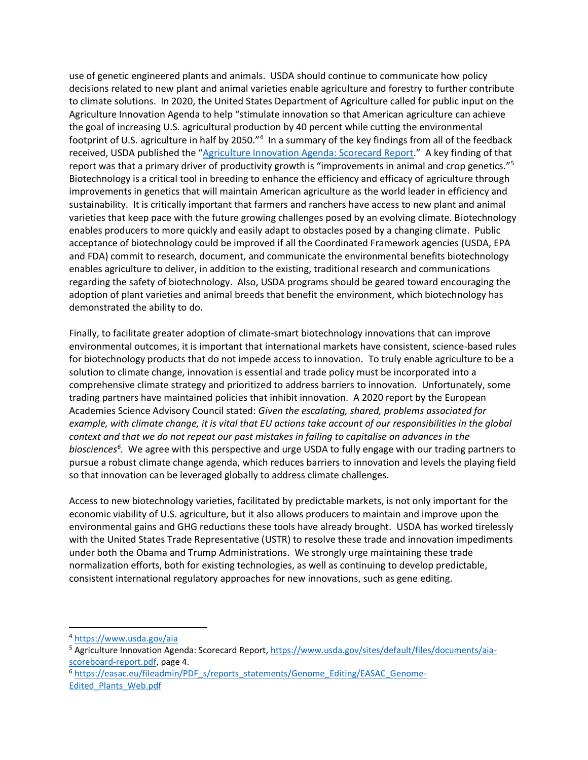use of genetic engineered plants and animals. USDA should continue to communicate how policy decisions related to new plant and animal varieties enable agriculture and forestry to further contribute to climate solutions. In 2020, the United States Department of Agriculture called for public input on the Agriculture Innovation Agenda to help "stimulate innovation so that American agriculture can achieve the goal of increasing U.S. agricultural production by 40 percent while cutting the environmental footprint of U.S. agriculture in half by 2050."[4] In a summary of the key findings from all of the feedback received, USDA published the "[Agriculture Innovation Agenda: Scorecard Report](https://www.usda.gov/sites/default/files/documents/aia-scoreboard-report.pdf)." A key finding of that report was that a primary driver of productivity growth is "improvements in animal and crop genetics."[5] Biotechnology is a critical tool in breeding to enhance the efficiency and efficacy of agriculture through improvements in genetics that will maintain American agriculture as the world leader in efficiency and sustainability. It is critically important that farmers and ranchers have access to new plant and animal varieties that keep pace with the future growing challenges posed by an evolving climate. Biotechnology enables producers to more quickly and easily adapt to obstacles posed by a changing climate. Public acceptance of biotechnology could be improved if all the Coordinated Framework agencies (USDA, EPA and FDA) commit to research, document, and communicate the environmental benefits biotechnology enables agriculture to deliver, in addition to the existing, traditional research and communications regarding the safety of biotechnology. Also, USDA programs should be geared toward encouraging the adoption of plant varieties and animal breeds that benefit the environment, which biotechnology has demonstrated the ability to do.

Finally, to facilitate greater adoption of climate-smart biotechnology innovations that can improve environmental outcomes, it is important that international markets have consistent, science-based rules for biotechnology products that do not impede access to innovation. To truly enable agriculture to be a solution to climate change, innovation is essential and trade policy must be incorporated into a comprehensive climate strategy and prioritized to address barriers to innovation. Unfortunately, some trading partners have maintained policies that inhibit innovation. A 2020 report by the European Academies Science Advisory Council stated: *Given the escalating, shared, problems associated for example, with climate change, it is vital that EU actions take account of our responsibilities in the global context and that we do not repeat our past mistakes in failing to capitalise on advances in the biosciences*[6]*.* We agree with this perspective and urge USDA to fully engage with our trading partners to pursue a robust climate change agenda, which reduces barriers to innovation and levels the playing field so that innovation can be leveraged globally to address climate challenges.

Access to new biotechnology varieties, facilitated by predictable markets, is not only important for the economic viability of U.S. agriculture, but it also allows producers to maintain and improve upon the environmental gains and GHG reductions these tools have already brought. USDA has worked tirelessly with the United States Trade Representative (USTR) to resolve these trade and innovation impediments under both the Obama and Trump Administrations. We strongly urge maintaining these trade normalization efforts, both for existing technologies, as well as continuing to develop predictable, consistent international regulatory approaches for new innovations, such as gene editing.

---

[4] https://www.usda.gov/aia

[5] Agriculture Innovation Agenda: Scorecard Report, https://www.usda.gov/sites/default/files/documents/aia-scoreboard-report.pdf, page 4.

[6] https://easac.eu/fileadmin/PDF_s/reports_statements/Genome_Editing/EASAC_Genome-Edited_Plants_Web.pdf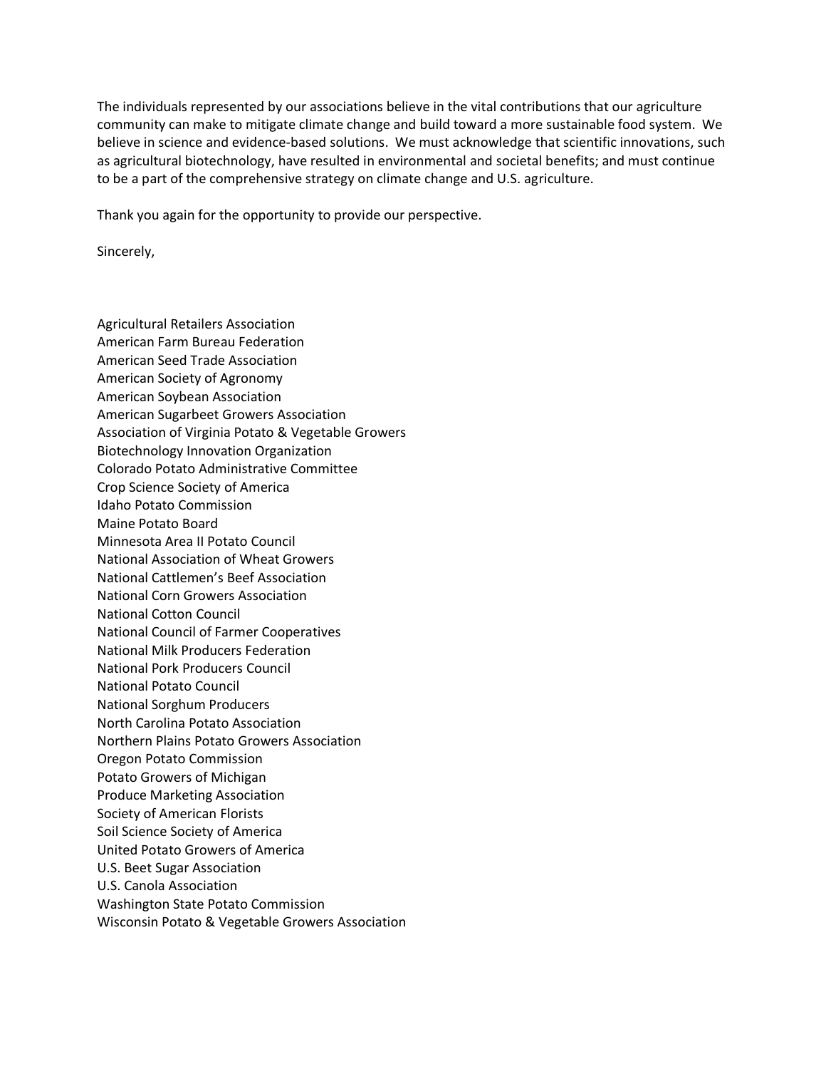The individuals represented by our associations believe in the vital contributions that our agriculture community can make to mitigate climate change and build toward a more sustainable food system. We believe in science and evidence-based solutions. We must acknowledge that scientific innovations, such as agricultural biotechnology, have resulted in environmental and societal benefits; and must continue to be a part of the comprehensive strategy on climate change and U.S. agriculture.

Thank you again for the opportunity to provide our perspective.

Sincerely,

Agricultural Retailers Association
American Farm Bureau Federation
American Seed Trade Association
American Society of Agronomy
American Soybean Association
American Sugarbeet Growers Association
Association of Virginia Potato & Vegetable Growers
Biotechnology Innovation Organization
Colorado Potato Administrative Committee
Crop Science Society of America
Idaho Potato Commission
Maine Potato Board
Minnesota Area II Potato Council
National Association of Wheat Growers
National Cattlemen's Beef Association
National Corn Growers Association
National Cotton Council
National Council of Farmer Cooperatives
National Milk Producers Federation
National Pork Producers Council
National Potato Council
National Sorghum Producers
North Carolina Potato Association
Northern Plains Potato Growers Association
Oregon Potato Commission
Potato Growers of Michigan
Produce Marketing Association
Society of American Florists
Soil Science Society of America
United Potato Growers of America
U.S. Beet Sugar Association
U.S. Canola Association
Washington State Potato Commission
Wisconsin Potato & Vegetable Growers Association